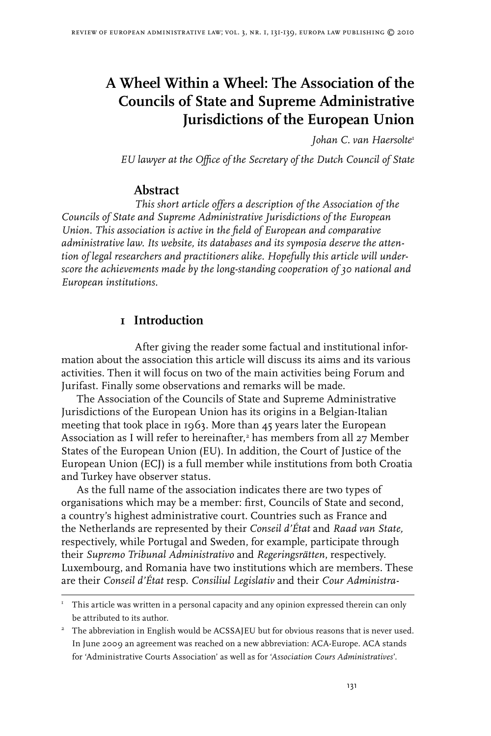# A Wheel Within a Wheel: The Association of the Councils of State and Supreme Administrative Jurisdictions of the European Union

*Johan C. van Haersolte*[1]

*EU lawyer at the Office of the Secretary of the Dutch Council of State*

## Abstract

*This short article offers a description of the Association of the Councils of State and Supreme Administrative Jurisdictions of the European Union. This association is active in the field of European and comparative administrative law. Its website, its databases and its symposia deserve the attention of legal researchers and practitioners alike. Hopefully this article will underscore the achievements made by the long-standing cooperation of 30 national and European institutions.*

## 1 Introduction

After giving the reader some factual and institutional information about the association this article will discuss its aims and its various activities. Then it will focus on two of the main activities being Forum and Jurifast. Finally some observations and remarks will be made.

The Association of the Councils of State and Supreme Administrative Jurisdictions of the European Union has its origins in a Belgian-Italian meeting that took place in 1963. More than 45 years later the European Association as I will refer to hereinafter,[2] has members from all 27 Member States of the European Union (EU). In addition, the Court of Justice of the European Union (ECJ) is a full member while institutions from both Croatia and Turkey have observer status.

As the full name of the association indicates there are two types of organisations which may be a member: first, Councils of State and second, a country's highest administrative court. Countries such as France and the Netherlands are represented by their *Conseil d'État* and *Raad van State,* respectively, while Portugal and Sweden, for example, participate through their *Supremo Tribunal Administrativo* and *Regeringsrätten*, respectively. Luxembourg, and Romania have two institutions which are members. These are their *Conseil d'État* resp. *Consiliul Legislativ* and their *Cour Administra-*

---

[1] This article was written in a personal capacity and any opinion expressed therein can only be attributed to its author.

[2] The abbreviation in English would be ACSSAJEU but for obvious reasons that is never used. In June 2009 an agreement was reached on a new abbreviation: ACA-Europe. ACA stands for 'Administrative Courts Association' as well as for '*Association Cours Administratives*'.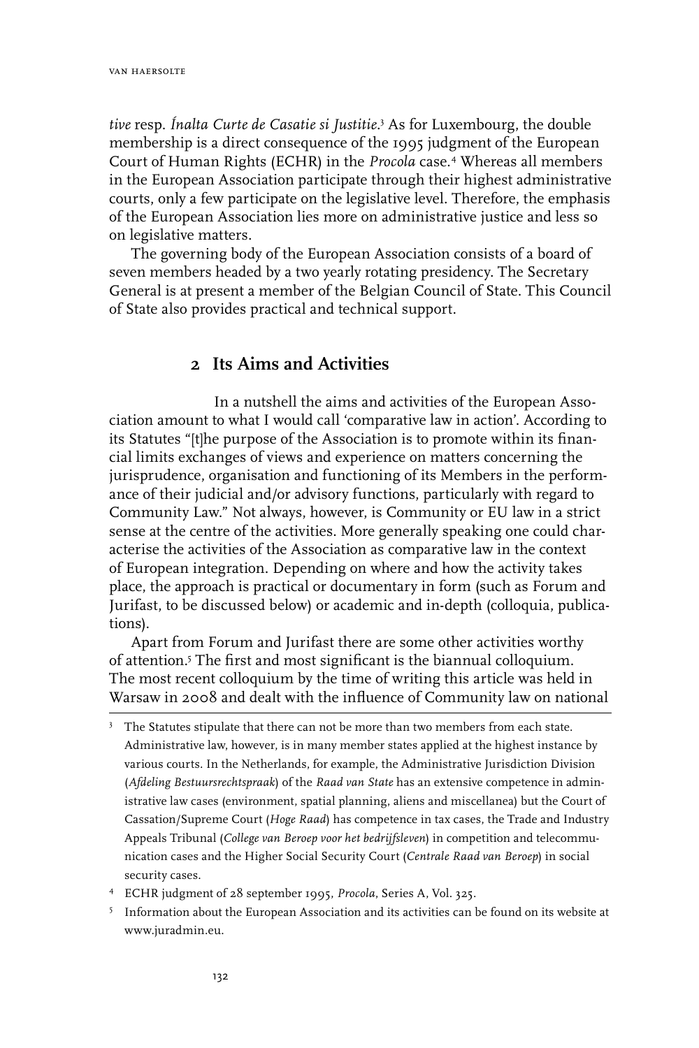*tive* resp. *Ínalta Curte de Casatie si Justitie*.[3] As for Luxembourg, the double membership is a direct consequence of the 1995 judgment of the European Court of Human Rights (ECHR) in the *Procola* case.[4] Whereas all members in the European Association participate through their highest administrative courts, only a few participate on the legislative level. Therefore, the emphasis of the European Association lies more on administrative justice and less so on legislative matters.

The governing body of the European Association consists of a board of seven members headed by a two yearly rotating presidency. The Secretary General is at present a member of the Belgian Council of State. This Council of State also provides practical and technical support.

## 2 Its Aims and Activities

In a nutshell the aims and activities of the European Association amount to what I would call 'comparative law in action'. According to its Statutes "[t]he purpose of the Association is to promote within its financial limits exchanges of views and experience on matters concerning the jurisprudence, organisation and functioning of its Members in the performance of their judicial and/or advisory functions, particularly with regard to Community Law." Not always, however, is Community or EU law in a strict sense at the centre of the activities. More generally speaking one could characterise the activities of the Association as comparative law in the context of European integration. Depending on where and how the activity takes place, the approach is practical or documentary in form (such as Forum and Jurifast, to be discussed below) or academic and in-depth (colloquia, publications).

Apart from Forum and Jurifast there are some other activities worthy of attention.[5] The first and most significant is the biannual colloquium. The most recent colloquium by the time of writing this article was held in Warsaw in 2008 and dealt with the influence of Community law on national

---

[3] The Statutes stipulate that there can not be more than two members from each state. Administrative law, however, is in many member states applied at the highest instance by various courts. In the Netherlands, for example, the Administrative Jurisdiction Division (*Afdeling Bestuursrechtspraak*) of the *Raad van State* has an extensive competence in administrative law cases (environment, spatial planning, aliens and miscellanea) but the Court of Cassation/Supreme Court (*Hoge Raad*) has competence in tax cases, the Trade and Industry Appeals Tribunal (*College van Beroep voor het bedrijfsleven*) in competition and telecommunication cases and the Higher Social Security Court (*Centrale Raad van Beroep*) in social security cases.

[4] ECHR judgment of 28 september 1995, *Procola*, Series A, Vol. 325.

[5] Information about the European Association and its activities can be found on its website at www.juradmin.eu.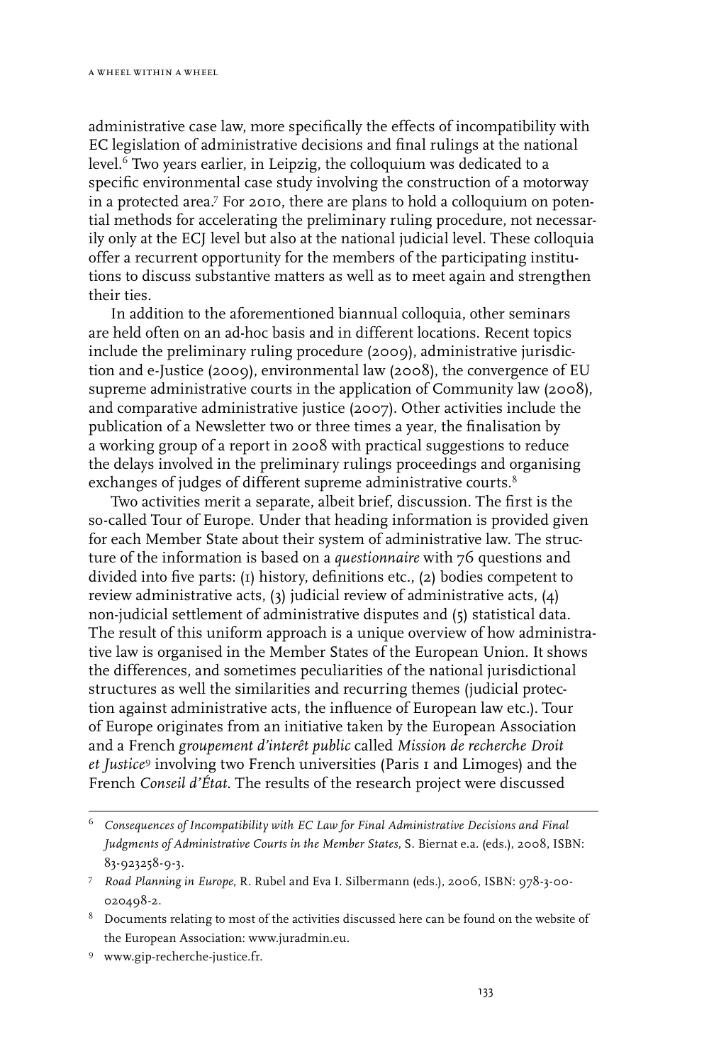administrative case law, more specifically the effects of incompatibility with EC legislation of administrative decisions and final rulings at the national level.[6] Two years earlier, in Leipzig, the colloquium was dedicated to a specific environmental case study involving the construction of a motorway in a protected area.[7] For 2010, there are plans to hold a colloquium on potential methods for accelerating the preliminary ruling procedure, not necessarily only at the ECJ level but also at the national judicial level. These colloquia offer a recurrent opportunity for the members of the participating institutions to discuss substantive matters as well as to meet again and strengthen their ties.

In addition to the aforementioned biannual colloquia, other seminars are held often on an ad-hoc basis and in different locations. Recent topics include the preliminary ruling procedure (2009), administrative jurisdiction and e-Justice (2009), environmental law (2008), the convergence of EU supreme administrative courts in the application of Community law (2008), and comparative administrative justice (2007). Other activities include the publication of a Newsletter two or three times a year, the finalisation by a working group of a report in 2008 with practical suggestions to reduce the delays involved in the preliminary rulings proceedings and organising exchanges of judges of different supreme administrative courts.[8]

Two activities merit a separate, albeit brief, discussion. The first is the so-called Tour of Europe. Under that heading information is provided given for each Member State about their system of administrative law. The structure of the information is based on a *questionnaire* with 76 questions and divided into five parts: (1) history, definitions etc., (2) bodies competent to review administrative acts, (3) judicial review of administrative acts, (4) non-judicial settlement of administrative disputes and (5) statistical data. The result of this uniform approach is a unique overview of how administrative law is organised in the Member States of the European Union. It shows the differences, and sometimes peculiarities of the national jurisdictional structures as well the similarities and recurring themes (judicial protection against administrative acts, the influence of European law etc.). Tour of Europe originates from an initiative taken by the European Association and a French *groupement d'interêt public* called *Mission de recherche Droit et Justice*[9] involving two French universities (Paris 1 and Limoges) and the French *Conseil d'État*. The results of the research project were discussed

---

[6] *Consequences of Incompatibility with EC Law for Final Administrative Decisions and Final Judgments of Administrative Courts in the Member States*, S. Biernat e.a. (eds.), 2008, ISBN: 83-923258-9-3.

[7] *Road Planning in Europe*, R. Rubel and Eva I. Silbermann (eds.), 2006, ISBN: 978-3-00-020498-2.

[8] Documents relating to most of the activities discussed here can be found on the website of the European Association: www.juradmin.eu.

[9] www.gip-recherche-justice.fr.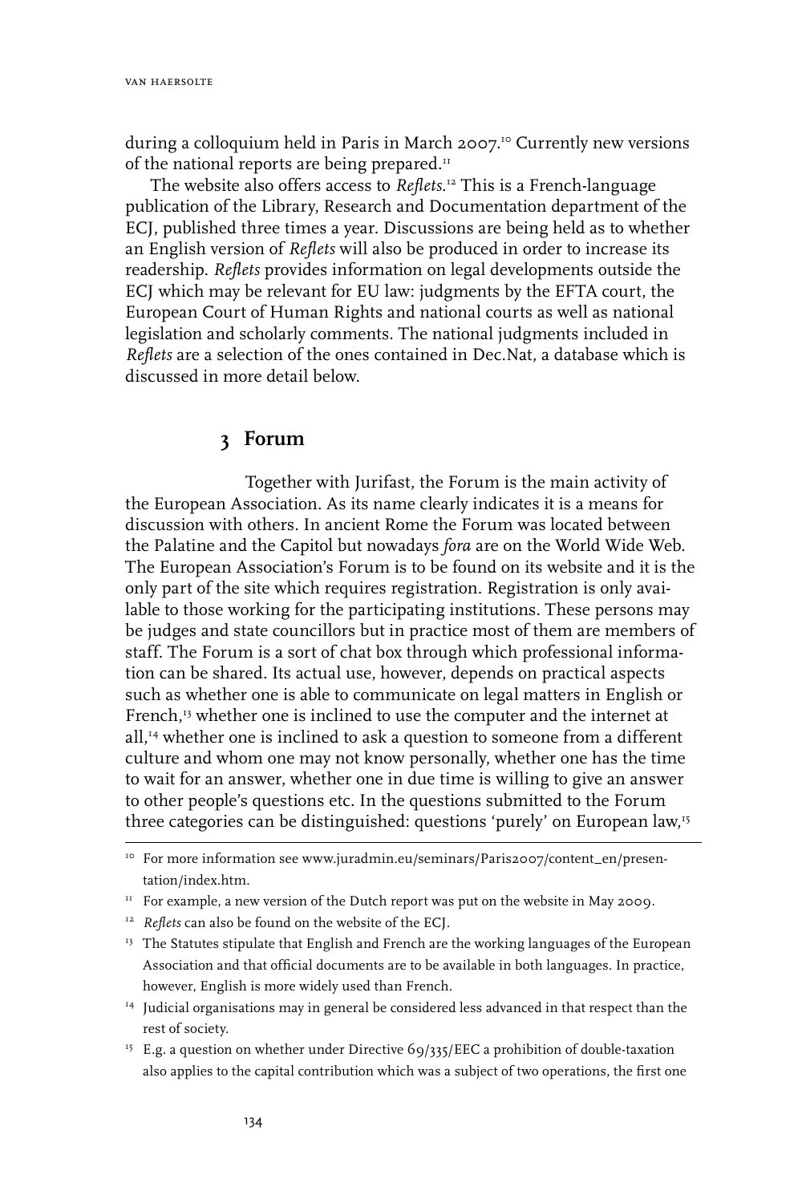during a colloquium held in Paris in March 2007.[10] Currently new versions of the national reports are being prepared.[11]

The website also offers access to *Reflets*.[12] This is a French-language publication of the Library, Research and Documentation department of the ECJ, published three times a year. Discussions are being held as to whether an English version of *Reflets* will also be produced in order to increase its readership. *Reflets* provides information on legal developments outside the ECJ which may be relevant for EU law: judgments by the EFTA court, the European Court of Human Rights and national courts as well as national legislation and scholarly comments. The national judgments included in *Reflets* are a selection of the ones contained in Dec.Nat, a database which is discussed in more detail below.

## 3 Forum

Together with Jurifast, the Forum is the main activity of the European Association. As its name clearly indicates it is a means for discussion with others. In ancient Rome the Forum was located between the Palatine and the Capitol but nowadays *fora* are on the World Wide Web. The European Association's Forum is to be found on its website and it is the only part of the site which requires registration. Registration is only available to those working for the participating institutions. These persons may be judges and state councillors but in practice most of them are members of staff. The Forum is a sort of chat box through which professional information can be shared. Its actual use, however, depends on practical aspects such as whether one is able to communicate on legal matters in English or French,[13] whether one is inclined to use the computer and the internet at all,[14] whether one is inclined to ask a question to someone from a different culture and whom one may not know personally, whether one has the time to wait for an answer, whether one in due time is willing to give an answer to other people's questions etc. In the questions submitted to the Forum three categories can be distinguished: questions 'purely' on European law,[15]

---

[10] For more information see www.juradmin.eu/seminars/Paris2007/content_en/presentation/index.htm.

[11] For example, a new version of the Dutch report was put on the website in May 2009.

[12] *Reflets* can also be found on the website of the ECJ.

[13] The Statutes stipulate that English and French are the working languages of the European Association and that official documents are to be available in both languages. In practice, however, English is more widely used than French.

[14] Judicial organisations may in general be considered less advanced in that respect than the rest of society.

[15] E.g. a question on whether under Directive 69/335/EEC a prohibition of double-taxation also applies to the capital contribution which was a subject of two operations, the first one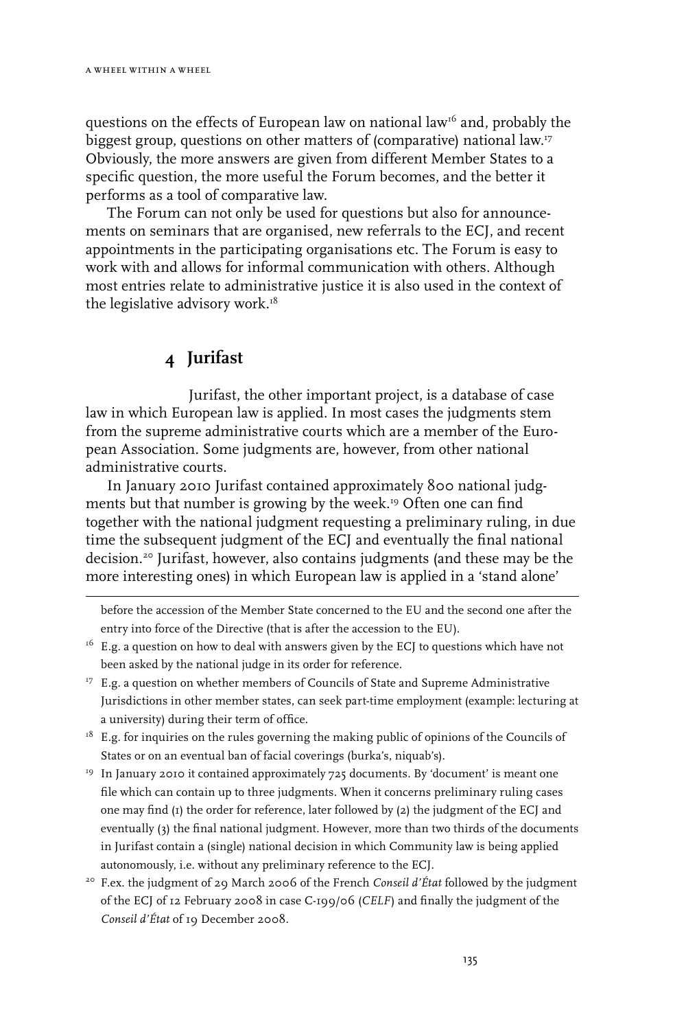questions on the effects of European law on national law[16] and, probably the biggest group, questions on other matters of (comparative) national law.[17] Obviously, the more answers are given from different Member States to a specific question, the more useful the Forum becomes, and the better it performs as a tool of comparative law.

The Forum can not only be used for questions but also for announcements on seminars that are organised, new referrals to the ECJ, and recent appointments in the participating organisations etc. The Forum is easy to work with and allows for informal communication with others. Although most entries relate to administrative justice it is also used in the context of the legislative advisory work.[18]

## 4 Jurifast

Jurifast, the other important project, is a database of case law in which European law is applied. In most cases the judgments stem from the supreme administrative courts which are a member of the European Association. Some judgments are, however, from other national administrative courts.

In January 2010 Jurifast contained approximately 800 national judgments but that number is growing by the week.[19] Often one can find together with the national judgment requesting a preliminary ruling, in due time the subsequent judgment of the ECJ and eventually the final national decision.[20] Jurifast, however, also contains judgments (and these may be the more interesting ones) in which European law is applied in a 'stand alone'

---

before the accession of the Member State concerned to the EU and the second one after the entry into force of the Directive (that is after the accession to the EU).

[16] E.g. a question on how to deal with answers given by the ECJ to questions which have not been asked by the national judge in its order for reference.

[17] E.g. a question on whether members of Councils of State and Supreme Administrative Jurisdictions in other member states, can seek part-time employment (example: lecturing at a university) during their term of office.

[18] E.g. for inquiries on the rules governing the making public of opinions of the Councils of States or on an eventual ban of facial coverings (burka's, niquab's).

[19] In January 2010 it contained approximately 725 documents. By 'document' is meant one file which can contain up to three judgments. When it concerns preliminary ruling cases one may find (1) the order for reference, later followed by (2) the judgment of the ECJ and eventually (3) the final national judgment. However, more than two thirds of the documents in Jurifast contain a (single) national decision in which Community law is being applied autonomously, i.e. without any preliminary reference to the ECJ.

[20] F.ex. the judgment of 29 March 2006 of the French *Conseil d'État* followed by the judgment of the ECJ of 12 February 2008 in case C-199/06 (*CELF*) and finally the judgment of the *Conseil d'État* of 19 December 2008.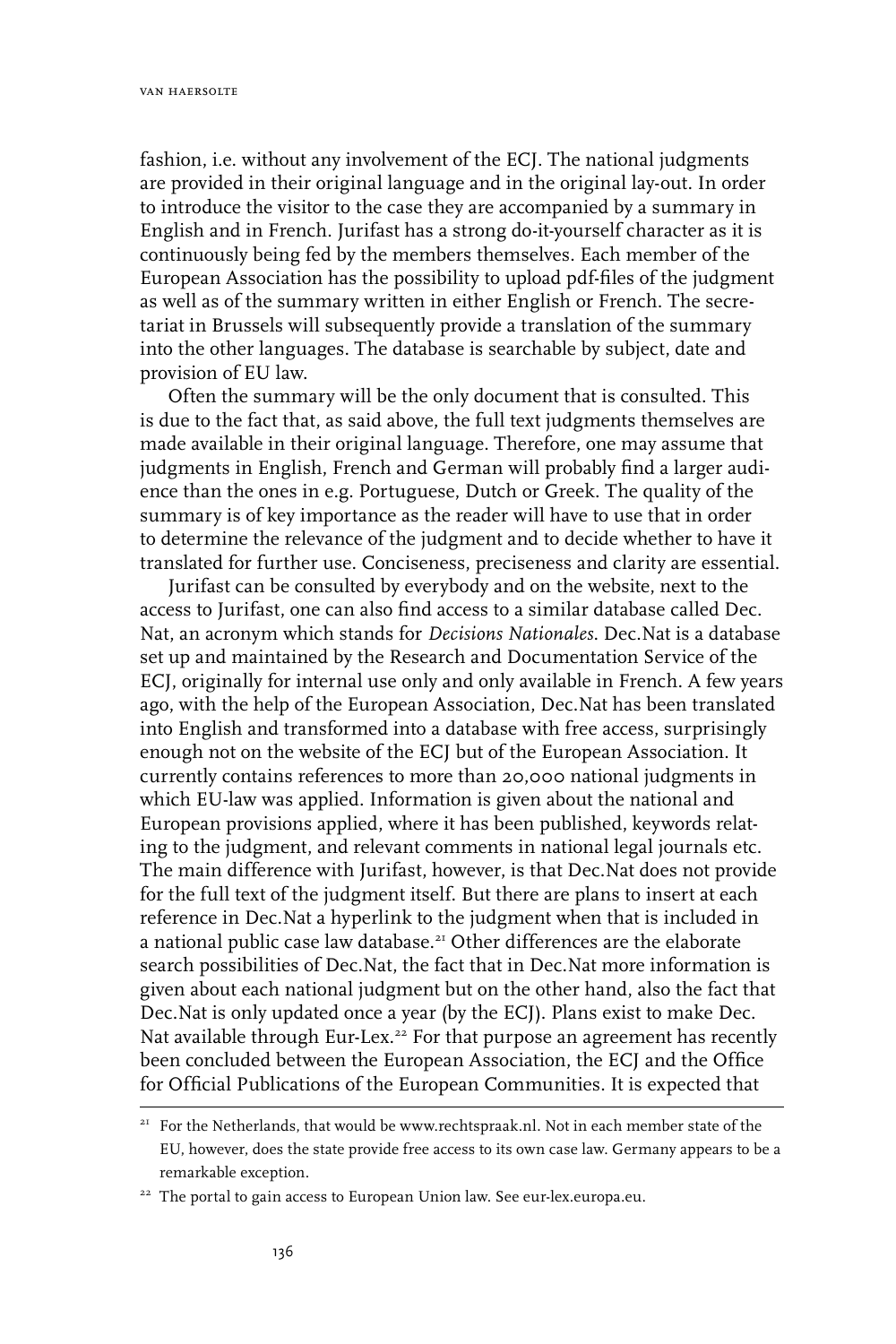fashion, i.e. without any involvement of the ECJ. The national judgments are provided in their original language and in the original lay-out. In order to introduce the visitor to the case they are accompanied by a summary in English and in French. Jurifast has a strong do-it-yourself character as it is continuously being fed by the members themselves. Each member of the European Association has the possibility to upload pdf-files of the judgment as well as of the summary written in either English or French. The secretariat in Brussels will subsequently provide a translation of the summary into the other languages. The database is searchable by subject, date and provision of EU law.

Often the summary will be the only document that is consulted. This is due to the fact that, as said above, the full text judgments themselves are made available in their original language. Therefore, one may assume that judgments in English, French and German will probably find a larger audience than the ones in e.g. Portuguese, Dutch or Greek. The quality of the summary is of key importance as the reader will have to use that in order to determine the relevance of the judgment and to decide whether to have it translated for further use. Conciseness, preciseness and clarity are essential.

Jurifast can be consulted by everybody and on the website, next to the access to Jurifast, one can also find access to a similar database called Dec. Nat, an acronym which stands for *Decisions Nationales*. Dec.Nat is a database set up and maintained by the Research and Documentation Service of the ECJ, originally for internal use only and only available in French. A few years ago, with the help of the European Association, Dec.Nat has been translated into English and transformed into a database with free access, surprisingly enough not on the website of the ECJ but of the European Association. It currently contains references to more than 20,000 national judgments in which EU-law was applied. Information is given about the national and European provisions applied, where it has been published, keywords relating to the judgment, and relevant comments in national legal journals etc. The main difference with Jurifast, however, is that Dec.Nat does not provide for the full text of the judgment itself. But there are plans to insert at each reference in Dec.Nat a hyperlink to the judgment when that is included in a national public case law database.[21] Other differences are the elaborate search possibilities of Dec.Nat, the fact that in Dec.Nat more information is given about each national judgment but on the other hand, also the fact that Dec.Nat is only updated once a year (by the ECJ). Plans exist to make Dec. Nat available through Eur-Lex.[22] For that purpose an agreement has recently been concluded between the European Association, the ECJ and the Office for Official Publications of the European Communities. It is expected that

---

[21] For the Netherlands, that would be www.rechtspraak.nl. Not in each member state of the EU, however, does the state provide free access to its own case law. Germany appears to be a remarkable exception.

[22] The portal to gain access to European Union law. See eur-lex.europa.eu.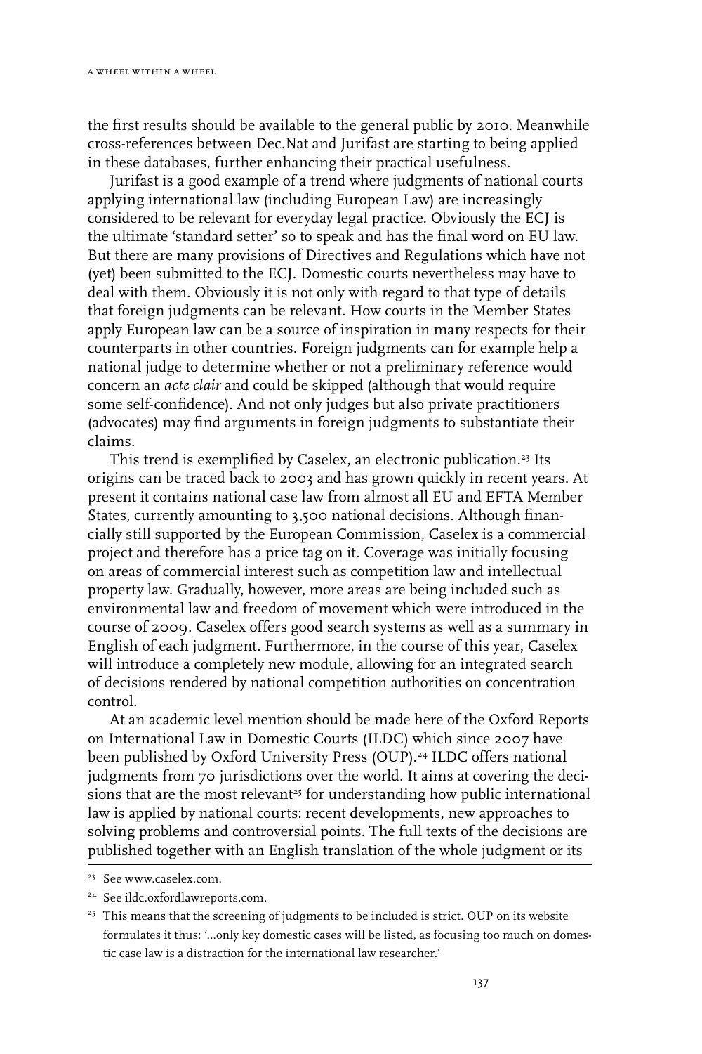the first results should be available to the general public by 2010. Meanwhile cross-references between Dec.Nat and Jurifast are starting to being applied in these databases, further enhancing their practical usefulness.

Jurifast is a good example of a trend where judgments of national courts applying international law (including European Law) are increasingly considered to be relevant for everyday legal practice. Obviously the ECJ is the ultimate 'standard setter' so to speak and has the final word on EU law. But there are many provisions of Directives and Regulations which have not (yet) been submitted to the ECJ. Domestic courts nevertheless may have to deal with them. Obviously it is not only with regard to that type of details that foreign judgments can be relevant. How courts in the Member States apply European law can be a source of inspiration in many respects for their counterparts in other countries. Foreign judgments can for example help a national judge to determine whether or not a preliminary reference would concern an *acte clair* and could be skipped (although that would require some self-confidence). And not only judges but also private practitioners (advocates) may find arguments in foreign judgments to substantiate their claims.

This trend is exemplified by Caselex, an electronic publication.[23] Its origins can be traced back to 2003 and has grown quickly in recent years. At present it contains national case law from almost all EU and EFTA Member States, currently amounting to 3,500 national decisions. Although financially still supported by the European Commission, Caselex is a commercial project and therefore has a price tag on it. Coverage was initially focusing on areas of commercial interest such as competition law and intellectual property law. Gradually, however, more areas are being included such as environmental law and freedom of movement which were introduced in the course of 2009. Caselex offers good search systems as well as a summary in English of each judgment. Furthermore, in the course of this year, Caselex will introduce a completely new module, allowing for an integrated search of decisions rendered by national competition authorities on concentration control.

At an academic level mention should be made here of the Oxford Reports on International Law in Domestic Courts (ILDC) which since 2007 have been published by Oxford University Press (OUP).[24] ILDC offers national judgments from 70 jurisdictions over the world. It aims at covering the decisions that are the most relevant[25] for understanding how public international law is applied by national courts: recent developments, new approaches to solving problems and controversial points. The full texts of the decisions are published together with an English translation of the whole judgment or its

---

[23] See www.caselex.com.

[24] See ildc.oxfordlawreports.com.

[25] This means that the screening of judgments to be included is strict. OUP on its website formulates it thus: '...only key domestic cases will be listed, as focusing too much on domestic case law is a distraction for the international law researcher.'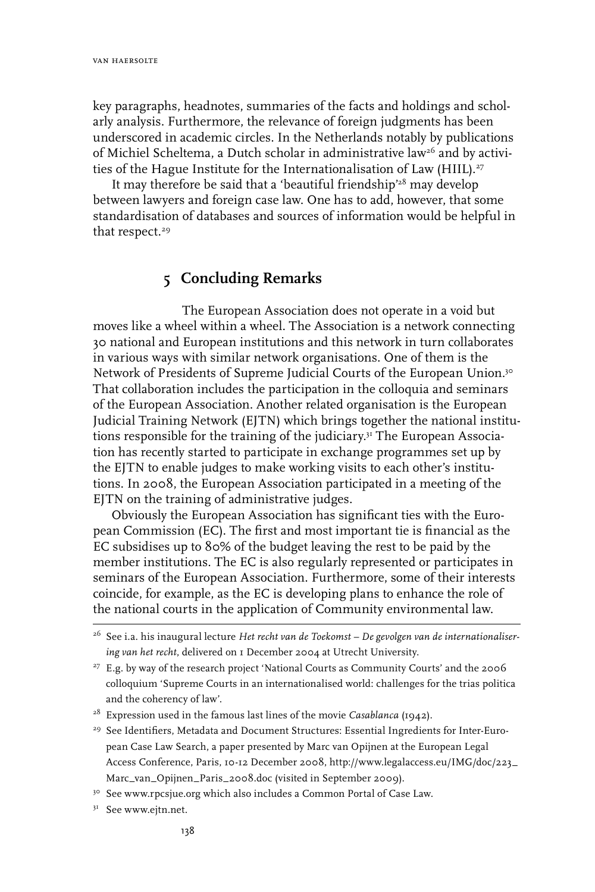key paragraphs, headnotes, summaries of the facts and holdings and scholarly analysis. Furthermore, the relevance of foreign judgments has been underscored in academic circles. In the Netherlands notably by publications of Michiel Scheltema, a Dutch scholar in administrative law[26] and by activities of the Hague Institute for the Internationalisation of Law (HIIL).[27]

It may therefore be said that a 'beautiful friendship'[28] may develop between lawyers and foreign case law. One has to add, however, that some standardisation of databases and sources of information would be helpful in that respect.[29]

## 5 Concluding Remarks

The European Association does not operate in a void but moves like a wheel within a wheel. The Association is a network connecting 30 national and European institutions and this network in turn collaborates in various ways with similar network organisations. One of them is the Network of Presidents of Supreme Judicial Courts of the European Union.[30] That collaboration includes the participation in the colloquia and seminars of the European Association. Another related organisation is the European Judicial Training Network (EJTN) which brings together the national institutions responsible for the training of the judiciary.[31] The European Association has recently started to participate in exchange programmes set up by the EJTN to enable judges to make working visits to each other's institutions. In 2008, the European Association participated in a meeting of the EJTN on the training of administrative judges.

Obviously the European Association has significant ties with the European Commission (EC). The first and most important tie is financial as the EC subsidises up to 80% of the budget leaving the rest to be paid by the member institutions. The EC is also regularly represented or participates in seminars of the European Association. Furthermore, some of their interests coincide, for example, as the EC is developing plans to enhance the role of the national courts in the application of Community environmental law.

---

[26] See i.a. his inaugural lecture *Het recht van de Toekomst – De gevolgen van de internationalisering van het recht*, delivered on 1 December 2004 at Utrecht University.

[27] E.g. by way of the research project 'National Courts as Community Courts' and the 2006 colloquium 'Supreme Courts in an internationalised world: challenges for the trias politica and the coherency of law'.

[28] Expression used in the famous last lines of the movie *Casablanca* (1942).

[29] See Identifiers, Metadata and Document Structures: Essential Ingredients for Inter-European Case Law Search, a paper presented by Marc van Opijnen at the European Legal Access Conference, Paris, 10-12 December 2008, http://www.legalaccess.eu/IMG/doc/223_Marc_van_Opijnen_Paris_2008.doc (visited in September 2009).

[30] See www.rpcsjue.org which also includes a Common Portal of Case Law.

[31] See www.ejtn.net.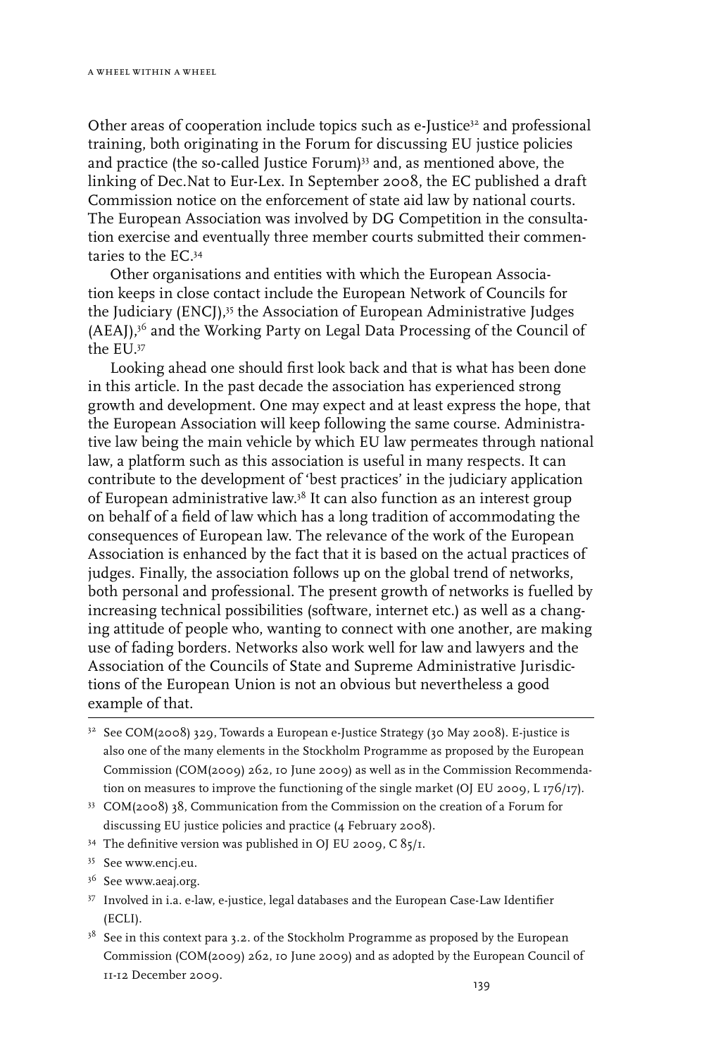Other areas of cooperation include topics such as e-Justice[32] and professional training, both originating in the Forum for discussing EU justice policies and practice (the so-called Justice Forum)[33] and, as mentioned above, the linking of Dec.Nat to Eur-Lex. In September 2008, the EC published a draft Commission notice on the enforcement of state aid law by national courts. The European Association was involved by DG Competition in the consultation exercise and eventually three member courts submitted their commentaries to the EC.[34]

Other organisations and entities with which the European Association keeps in close contact include the European Network of Councils for the Judiciary (ENCJ),[35] the Association of European Administrative Judges (AEAJ),[36] and the Working Party on Legal Data Processing of the Council of the EU.[37]

Looking ahead one should first look back and that is what has been done in this article. In the past decade the association has experienced strong growth and development. One may expect and at least express the hope, that the European Association will keep following the same course. Administrative law being the main vehicle by which EU law permeates through national law, a platform such as this association is useful in many respects. It can contribute to the development of 'best practices' in the judiciary application of European administrative law.[38] It can also function as an interest group on behalf of a field of law which has a long tradition of accommodating the consequences of European law. The relevance of the work of the European Association is enhanced by the fact that it is based on the actual practices of judges. Finally, the association follows up on the global trend of networks, both personal and professional. The present growth of networks is fuelled by increasing technical possibilities (software, internet etc.) as well as a changing attitude of people who, wanting to connect with one another, are making use of fading borders. Networks also work well for law and lawyers and the Association of the Councils of State and Supreme Administrative Jurisdictions of the European Union is not an obvious but nevertheless a good example of that.

---

[32] See COM(2008) 329, Towards a European e-Justice Strategy (30 May 2008). E-justice is also one of the many elements in the Stockholm Programme as proposed by the European Commission (COM(2009) 262, 10 June 2009) as well as in the Commission Recommendation on measures to improve the functioning of the single market (OJ EU 2009, L 176/17).

[33] COM(2008) 38, Communication from the Commission on the creation of a Forum for discussing EU justice policies and practice (4 February 2008).

[34] The definitive version was published in OJ EU 2009, C 85/1.

[35] See www.encj.eu.

[36] See www.aeaj.org.

[37] Involved in i.a. e-law, e-justice, legal databases and the European Case-Law Identifier (ECLI).

[38] See in this context para 3.2. of the Stockholm Programme as proposed by the European Commission (COM(2009) 262, 10 June 2009) and as adopted by the European Council of 11-12 December 2009.